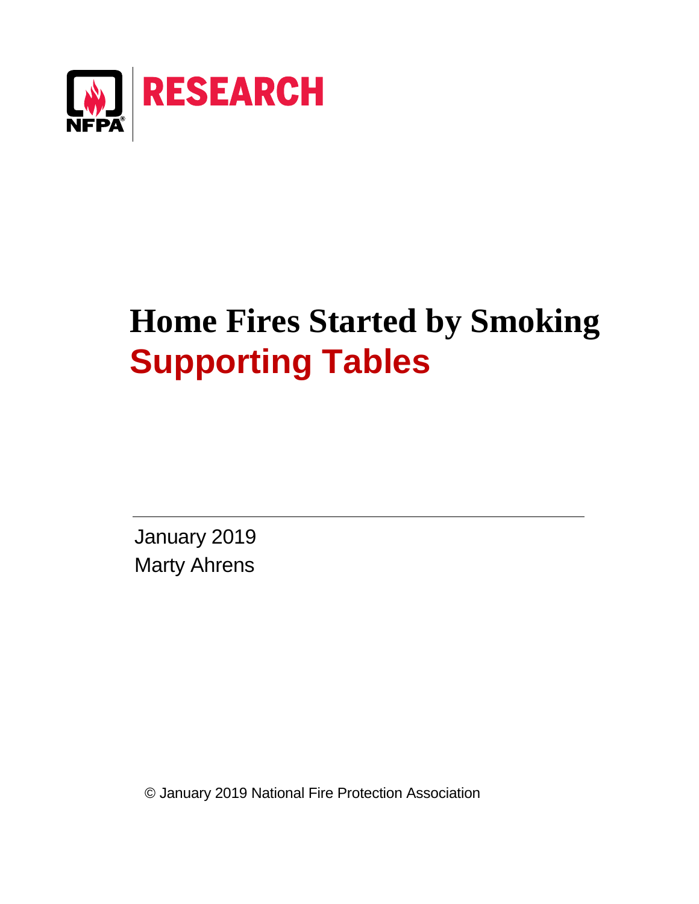NFPA RESEARCH

# Home Fires Started by Smoking

## Supporting Tables

January 2019
Marty Ahrens

© January 2019 National Fire Protection Association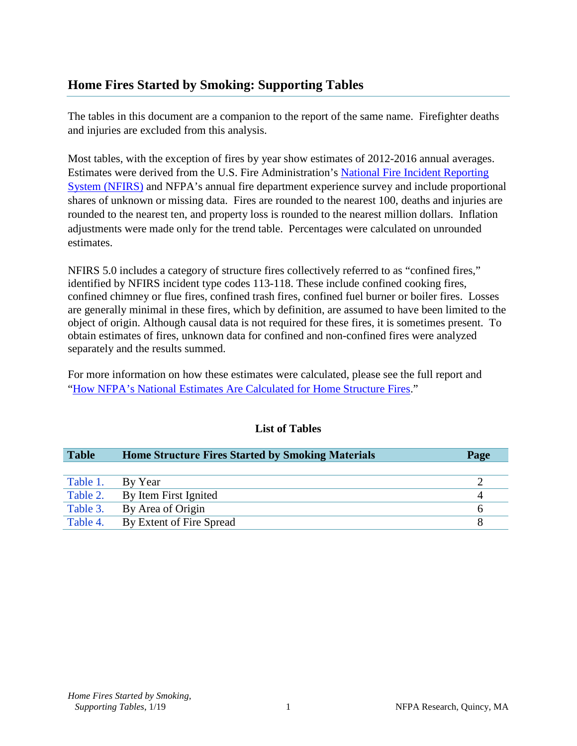## Home Fires Started by Smoking: Supporting Tables

The tables in this document are a companion to the report of the same name. Firefighter deaths and injuries are excluded from this analysis.

Most tables, with the exception of fires by year show estimates of 2012-2016 annual averages. Estimates were derived from the U.S. Fire Administration's National Fire Incident Reporting System (NFIRS) and NFPA's annual fire department experience survey and include proportional shares of unknown or missing data. Fires are rounded to the nearest 100, deaths and injuries are rounded to the nearest ten, and property loss is rounded to the nearest million dollars. Inflation adjustments were made only for the trend table. Percentages were calculated on unrounded estimates.

NFIRS 5.0 includes a category of structure fires collectively referred to as "confined fires," identified by NFIRS incident type codes 113-118. These include confined cooking fires, confined chimney or flue fires, confined trash fires, confined fuel burner or boiler fires. Losses are generally minimal in these fires, which by definition, are assumed to have been limited to the object of origin. Although causal data is not required for these fires, it is sometimes present. To obtain estimates of fires, unknown data for confined and non-confined fires were analyzed separately and the results summed.

For more information on how these estimates were calculated, please see the full report and "How NFPA's National Estimates Are Calculated for Home Structure Fires."

**List of Tables**

| Table | Home Structure Fires Started by Smoking Materials | Page |
|---|---|---|
| Table 1. | By Year | 2 |
| Table 2. | By Item First Ignited | 4 |
| Table 3. | By Area of Origin | 6 |
| Table 4. | By Extent of Fire Spread | 8 |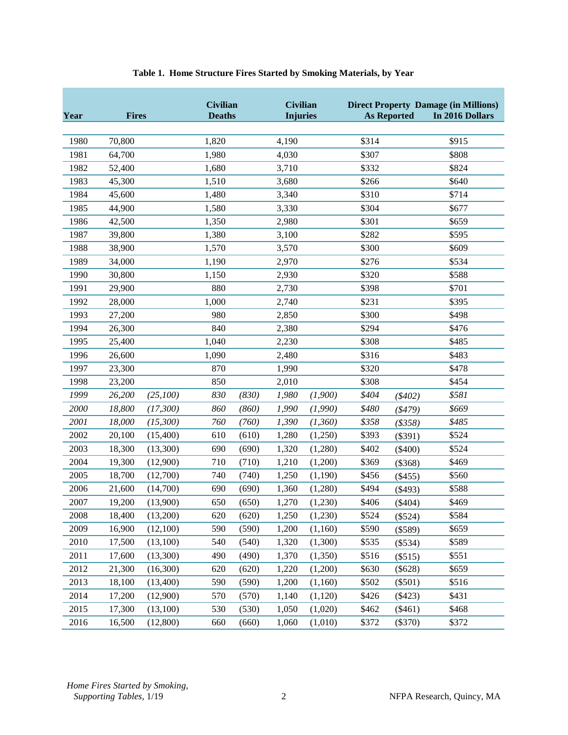**Table 1. Home Structure Fires Started by Smoking Materials, by Year**

| Year | Fires | | Civilian Deaths | | Civilian Injuries | | Direct Property Damage (in Millions) As Reported | | In 2016 Dollars |
|---|---|---|---|---|---|---|---|---|---|
| 1980 | 70,800 | | 1,820 | | 4,190 | | $314 | | $915 |
| 1981 | 64,700 | | 1,980 | | 4,030 | | $307 | | $808 |
| 1982 | 52,400 | | 1,680 | | 3,710 | | $332 | | $824 |
| 1983 | 45,300 | | 1,510 | | 3,680 | | $266 | | $640 |
| 1984 | 45,600 | | 1,480 | | 3,340 | | $310 | | $714 |
| 1985 | 44,900 | | 1,580 | | 3,330 | | $304 | | $677 |
| 1986 | 42,500 | | 1,350 | | 2,980 | | $301 | | $659 |
| 1987 | 39,800 | | 1,380 | | 3,100 | | $282 | | $595 |
| 1988 | 38,900 | | 1,570 | | 3,570 | | $300 | | $609 |
| 1989 | 34,000 | | 1,190 | | 2,970 | | $276 | | $534 |
| 1990 | 30,800 | | 1,150 | | 2,930 | | $320 | | $588 |
| 1991 | 29,900 | | 880 | | 2,730 | | $398 | | $701 |
| 1992 | 28,000 | | 1,000 | | 2,740 | | $231 | | $395 |
| 1993 | 27,200 | | 980 | | 2,850 | | $300 | | $498 |
| 1994 | 26,300 | | 840 | | 2,380 | | $294 | | $476 |
| 1995 | 25,400 | | 1,040 | | 2,230 | | $308 | | $485 |
| 1996 | 26,600 | | 1,090 | | 2,480 | | $316 | | $483 |
| 1997 | 23,300 | | 870 | | 1,990 | | $320 | | $478 |
| 1998 | 23,200 | | 850 | | 2,010 | | $308 | | $454 |
| *1999* | *26,200* | *(25,100)* | *830* | *(830)* | *1,980* | *(1,900)* | *$404* | *($402)* | *$581* |
| *2000* | *18,800* | *(17,300)* | *860* | *(860)* | *1,990* | *(1,990)* | *$480* | *($479)* | *$669* |
| *2001* | *18,000* | *(15,300)* | *760* | *(760)* | *1,390* | *(1,360)* | *$358* | *($358)* | *$485* |
| 2002 | 20,100 | (15,400) | 610 | (610) | 1,280 | (1,250) | $393 | ($391) | $524 |
| 2003 | 18,300 | (13,300) | 690 | (690) | 1,320 | (1,280) | $402 | ($400) | $524 |
| 2004 | 19,300 | (12,900) | 710 | (710) | 1,210 | (1,200) | $369 | ($368) | $469 |
| 2005 | 18,700 | (12,700) | 740 | (740) | 1,250 | (1,190) | $456 | ($455) | $560 |
| 2006 | 21,600 | (14,700) | 690 | (690) | 1,360 | (1,280) | $494 | ($493) | $588 |
| 2007 | 19,200 | (13,900) | 650 | (650) | 1,270 | (1,230) | $406 | ($404) | $469 |
| 2008 | 18,400 | (13,200) | 620 | (620) | 1,250 | (1,230) | $524 | ($524) | $584 |
| 2009 | 16,900 | (12,100) | 590 | (590) | 1,200 | (1,160) | $590 | ($589) | $659 |
| 2010 | 17,500 | (13,100) | 540 | (540) | 1,320 | (1,300) | $535 | ($534) | $589 |
| 2011 | 17,600 | (13,300) | 490 | (490) | 1,370 | (1,350) | $516 | ($515) | $551 |
| 2012 | 21,300 | (16,300) | 620 | (620) | 1,220 | (1,200) | $630 | ($628) | $659 |
| 2013 | 18,100 | (13,400) | 590 | (590) | 1,200 | (1,160) | $502 | ($501) | $516 |
| 2014 | 17,200 | (12,900) | 570 | (570) | 1,140 | (1,120) | $426 | ($423) | $431 |
| 2015 | 17,300 | (13,100) | 530 | (530) | 1,050 | (1,020) | $462 | ($461) | $468 |
| 2016 | 16,500 | (12,800) | 660 | (660) | 1,060 | (1,010) | $372 | ($370) | $372 |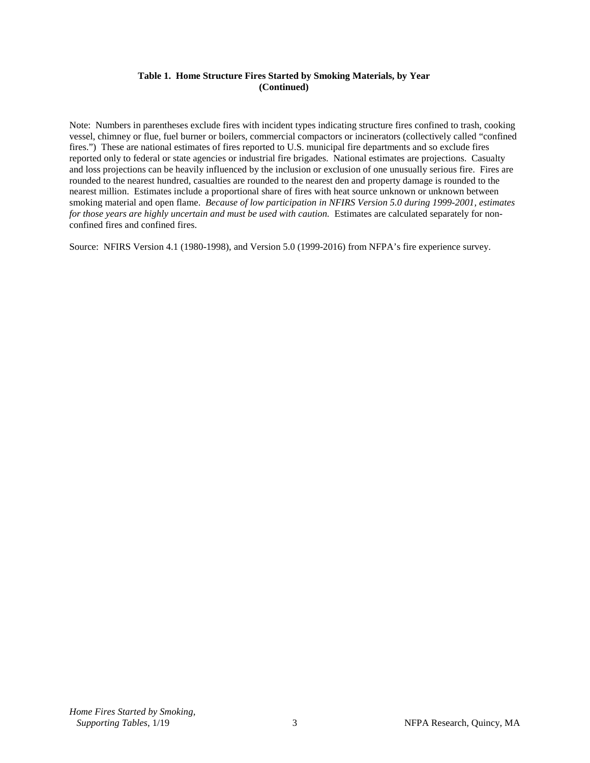**Table 1. Home Structure Fires Started by Smoking Materials, by Year (Continued)**

Note: Numbers in parentheses exclude fires with incident types indicating structure fires confined to trash, cooking vessel, chimney or flue, fuel burner or boilers, commercial compactors or incinerators (collectively called "confined fires.") These are national estimates of fires reported to U.S. municipal fire departments and so exclude fires reported only to federal or state agencies or industrial fire brigades. National estimates are projections. Casualty and loss projections can be heavily influenced by the inclusion or exclusion of one unusually serious fire. Fires are rounded to the nearest hundred, casualties are rounded to the nearest den and property damage is rounded to the nearest million. Estimates include a proportional share of fires with heat source unknown or unknown between smoking material and open flame. *Because of low participation in NFIRS Version 5.0 during 1999-2001, estimates for those years are highly uncertain and must be used with caution.* Estimates are calculated separately for non-confined fires and confined fires.

Source: NFIRS Version 4.1 (1980-1998), and Version 5.0 (1999-2016) from NFPA's fire experience survey.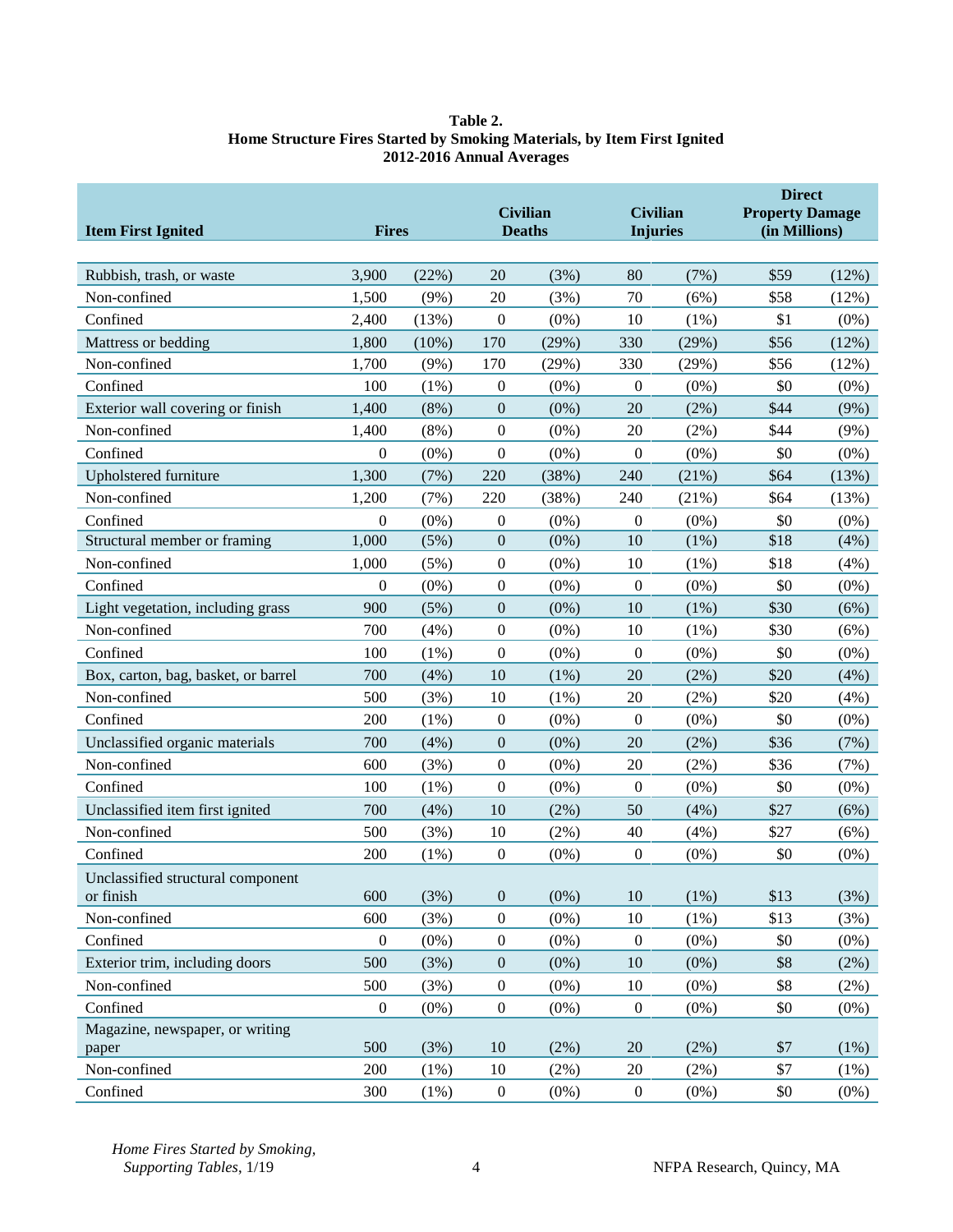**Table 2.**
**Home Structure Fires Started by Smoking Materials, by Item First Ignited**
**2012-2016 Annual Averages**

| Item First Ignited | Fires | | Civilian Deaths | | Civilian Injuries | | Direct Property Damage (in Millions) | |
|---|---|---|---|---|---|---|---|---|
| Rubbish, trash, or waste | 3,900 | (22%) | 20 | (3%) | 80 | (7%) | $59 | (12%) |
| Non-confined | 1,500 | (9%) | 20 | (3%) | 70 | (6%) | $58 | (12%) |
| Confined | 2,400 | (13%) | 0 | (0%) | 10 | (1%) | $1 | (0%) |
| Mattress or bedding | 1,800 | (10%) | 170 | (29%) | 330 | (29%) | $56 | (12%) |
| Non-confined | 1,700 | (9%) | 170 | (29%) | 330 | (29%) | $56 | (12%) |
| Confined | 100 | (1%) | 0 | (0%) | 0 | (0%) | $0 | (0%) |
| Exterior wall covering or finish | 1,400 | (8%) | 0 | (0%) | 20 | (2%) | $44 | (9%) |
| Non-confined | 1,400 | (8%) | 0 | (0%) | 20 | (2%) | $44 | (9%) |
| Confined | 0 | (0%) | 0 | (0%) | 0 | (0%) | $0 | (0%) |
| Upholstered furniture | 1,300 | (7%) | 220 | (38%) | 240 | (21%) | $64 | (13%) |
| Non-confined | 1,200 | (7%) | 220 | (38%) | 240 | (21%) | $64 | (13%) |
| Confined | 0 | (0%) | 0 | (0%) | 0 | (0%) | $0 | (0%) |
| Structural member or framing | 1,000 | (5%) | 0 | (0%) | 10 | (1%) | $18 | (4%) |
| Non-confined | 1,000 | (5%) | 0 | (0%) | 10 | (1%) | $18 | (4%) |
| Confined | 0 | (0%) | 0 | (0%) | 0 | (0%) | $0 | (0%) |
| Light vegetation, including grass | 900 | (5%) | 0 | (0%) | 10 | (1%) | $30 | (6%) |
| Non-confined | 700 | (4%) | 0 | (0%) | 10 | (1%) | $30 | (6%) |
| Confined | 100 | (1%) | 0 | (0%) | 0 | (0%) | $0 | (0%) |
| Box, carton, bag, basket, or barrel | 700 | (4%) | 10 | (1%) | 20 | (2%) | $20 | (4%) |
| Non-confined | 500 | (3%) | 10 | (1%) | 20 | (2%) | $20 | (4%) |
| Confined | 200 | (1%) | 0 | (0%) | 0 | (0%) | $0 | (0%) |
| Unclassified organic materials | 700 | (4%) | 0 | (0%) | 20 | (2%) | $36 | (7%) |
| Non-confined | 600 | (3%) | 0 | (0%) | 20 | (2%) | $36 | (7%) |
| Confined | 100 | (1%) | 0 | (0%) | 0 | (0%) | $0 | (0%) |
| Unclassified item first ignited | 700 | (4%) | 10 | (2%) | 50 | (4%) | $27 | (6%) |
| Non-confined | 500 | (3%) | 10 | (2%) | 40 | (4%) | $27 | (6%) |
| Confined | 200 | (1%) | 0 | (0%) | 0 | (0%) | $0 | (0%) |
| Unclassified structural component or finish | 600 | (3%) | 0 | (0%) | 10 | (1%) | $13 | (3%) |
| Non-confined | 600 | (3%) | 0 | (0%) | 10 | (1%) | $13 | (3%) |
| Confined | 0 | (0%) | 0 | (0%) | 0 | (0%) | $0 | (0%) |
| Exterior trim, including doors | 500 | (3%) | 0 | (0%) | 10 | (0%) | $8 | (2%) |
| Non-confined | 500 | (3%) | 0 | (0%) | 10 | (0%) | $8 | (2%) |
| Confined | 0 | (0%) | 0 | (0%) | 0 | (0%) | $0 | (0%) |
| Magazine, newspaper, or writing paper | 500 | (3%) | 10 | (2%) | 20 | (2%) | $7 | (1%) |
| Non-confined | 200 | (1%) | 10 | (2%) | 20 | (2%) | $7 | (1%) |
| Confined | 300 | (1%) | 0 | (0%) | 0 | (0%) | $0 | (0%) |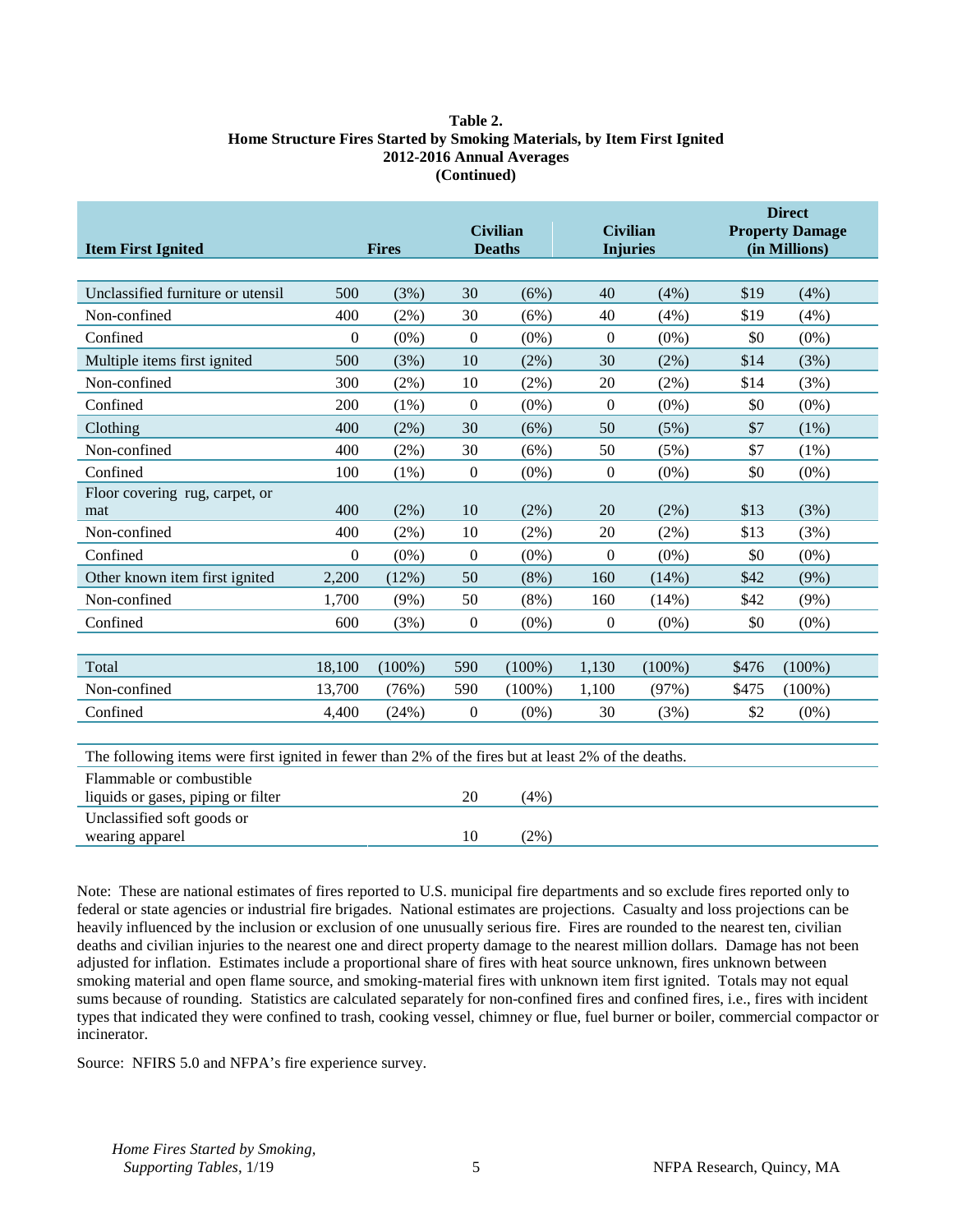**Table 2.**
**Home Structure Fires Started by Smoking Materials, by Item First Ignited**
**2012-2016 Annual Averages**
**(Continued)**

| Item First Ignited | Fires | | Civilian Deaths | | Civilian Injuries | | Direct Property Damage (in Millions) | |
|---|---|---|---|---|---|---|---|---|
| Unclassified furniture or utensil | 500 | (3%) | 30 | (6%) | 40 | (4%) | $19 | (4%) |
| Non-confined | 400 | (2%) | 30 | (6%) | 40 | (4%) | $19 | (4%) |
| Confined | 0 | (0%) | 0 | (0%) | 0 | (0%) | $0 | (0%) |
| Multiple items first ignited | 500 | (3%) | 10 | (2%) | 30 | (2%) | $14 | (3%) |
| Non-confined | 300 | (2%) | 10 | (2%) | 20 | (2%) | $14 | (3%) |
| Confined | 200 | (1%) | 0 | (0%) | 0 | (0%) | $0 | (0%) |
| Clothing | 400 | (2%) | 30 | (6%) | 50 | (5%) | $7 | (1%) |
| Non-confined | 400 | (2%) | 30 | (6%) | 50 | (5%) | $7 | (1%) |
| Confined | 100 | (1%) | 0 | (0%) | 0 | (0%) | $0 | (0%) |
| Floor covering rug, carpet, or mat | 400 | (2%) | 10 | (2%) | 20 | (2%) | $13 | (3%) |
| Non-confined | 400 | (2%) | 10 | (2%) | 20 | (2%) | $13 | (3%) |
| Confined | 0 | (0%) | 0 | (0%) | 0 | (0%) | $0 | (0%) |
| Other known item first ignited | 2,200 | (12%) | 50 | (8%) | 160 | (14%) | $42 | (9%) |
| Non-confined | 1,700 | (9%) | 50 | (8%) | 160 | (14%) | $42 | (9%) |
| Confined | 600 | (3%) | 0 | (0%) | 0 | (0%) | $0 | (0%) |
| Total | 18,100 | (100%) | 590 | (100%) | 1,130 | (100%) | $476 | (100%) |
| Non-confined | 13,700 | (76%) | 590 | (100%) | 1,100 | (97%) | $475 | (100%) |
| Confined | 4,400 | (24%) | 0 | (0%) | 30 | (3%) | $2 | (0%) |
| The following items were first ignited in fewer than 2% of the fires but at least 2% of the deaths. | | | | | | | | |
| Flammable or combustible liquids or gases, piping or filter | | | 20 | (4%) | | | | |
| Unclassified soft goods or wearing apparel | | | 10 | (2%) | | | | |

Note: These are national estimates of fires reported to U.S. municipal fire departments and so exclude fires reported only to federal or state agencies or industrial fire brigades. National estimates are projections. Casualty and loss projections can be heavily influenced by the inclusion or exclusion of one unusually serious fire. Fires are rounded to the nearest ten, civilian deaths and civilian injuries to the nearest one and direct property damage to the nearest million dollars. Damage has not been adjusted for inflation. Estimates include a proportional share of fires with heat source unknown, fires unknown between smoking material and open flame source, and smoking-material fires with unknown item first ignited. Totals may not equal sums because of rounding. Statistics are calculated separately for non-confined fires and confined fires, i.e., fires with incident types that indicated they were confined to trash, cooking vessel, chimney or flue, fuel burner or boiler, commercial compactor or incinerator.

Source: NFIRS 5.0 and NFPA's fire experience survey.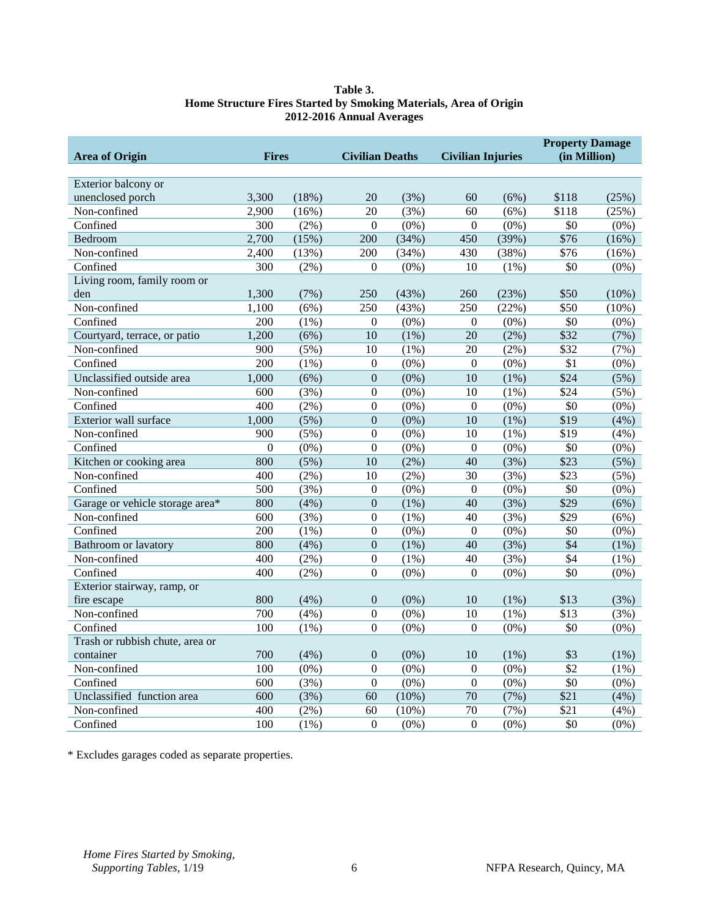**Table 3.**
**Home Structure Fires Started by Smoking Materials, Area of Origin**
**2012-2016 Annual Averages**

| Area of Origin | Fires | | Civilian Deaths | | Civilian Injuries | | Property Damage (in Million) | |
|---|---|---|---|---|---|---|---|---|
| Exterior balcony or unenclosed porch | 3,300 | (18%) | 20 | (3%) | 60 | (6%) | $118 | (25%) |
| Non-confined | 2,900 | (16%) | 20 | (3%) | 60 | (6%) | $118 | (25%) |
| Confined | 300 | (2%) | 0 | (0%) | 0 | (0%) | $0 | (0%) |
| Bedroom | 2,700 | (15%) | 200 | (34%) | 450 | (39%) | $76 | (16%) |
| Non-confined | 2,400 | (13%) | 200 | (34%) | 430 | (38%) | $76 | (16%) |
| Confined | 300 | (2%) | 0 | (0%) | 10 | (1%) | $0 | (0%) |
| Living room, family room or den | 1,300 | (7%) | 250 | (43%) | 260 | (23%) | $50 | (10%) |
| Non-confined | 1,100 | (6%) | 250 | (43%) | 250 | (22%) | $50 | (10%) |
| Confined | 200 | (1%) | 0 | (0%) | 0 | (0%) | $0 | (0%) |
| Courtyard, terrace, or patio | 1,200 | (6%) | 10 | (1%) | 20 | (2%) | $32 | (7%) |
| Non-confined | 900 | (5%) | 10 | (1%) | 20 | (2%) | $32 | (7%) |
| Confined | 200 | (1%) | 0 | (0%) | 0 | (0%) | $1 | (0%) |
| Unclassified outside area | 1,000 | (6%) | 0 | (0%) | 10 | (1%) | $24 | (5%) |
| Non-confined | 600 | (3%) | 0 | (0%) | 10 | (1%) | $24 | (5%) |
| Confined | 400 | (2%) | 0 | (0%) | 0 | (0%) | $0 | (0%) |
| Exterior wall surface | 1,000 | (5%) | 0 | (0%) | 10 | (1%) | $19 | (4%) |
| Non-confined | 900 | (5%) | 0 | (0%) | 10 | (1%) | $19 | (4%) |
| Confined | 0 | (0%) | 0 | (0%) | 0 | (0%) | $0 | (0%) |
| Kitchen or cooking area | 800 | (5%) | 10 | (2%) | 40 | (3%) | $23 | (5%) |
| Non-confined | 400 | (2%) | 10 | (2%) | 30 | (3%) | $23 | (5%) |
| Confined | 500 | (3%) | 0 | (0%) | 0 | (0%) | $0 | (0%) |
| Garage or vehicle storage area* | 800 | (4%) | 0 | (1%) | 40 | (3%) | $29 | (6%) |
| Non-confined | 600 | (3%) | 0 | (1%) | 40 | (3%) | $29 | (6%) |
| Confined | 200 | (1%) | 0 | (0%) | 0 | (0%) | $0 | (0%) |
| Bathroom or lavatory | 800 | (4%) | 0 | (1%) | 40 | (3%) | $4 | (1%) |
| Non-confined | 400 | (2%) | 0 | (1%) | 40 | (3%) | $4 | (1%) |
| Confined | 400 | (2%) | 0 | (0%) | 0 | (0%) | $0 | (0%) |
| Exterior stairway, ramp, or fire escape | 800 | (4%) | 0 | (0%) | 10 | (1%) | $13 | (3%) |
| Non-confined | 700 | (4%) | 0 | (0%) | 10 | (1%) | $13 | (3%) |
| Confined | 100 | (1%) | 0 | (0%) | 0 | (0%) | $0 | (0%) |
| Trash or rubbish chute, area or container | 700 | (4%) | 0 | (0%) | 10 | (1%) | $3 | (1%) |
| Non-confined | 100 | (0%) | 0 | (0%) | 0 | (0%) | $2 | (1%) |
| Confined | 600 | (3%) | 0 | (0%) | 0 | (0%) | $0 | (0%) |
| Unclassified function area | 600 | (3%) | 60 | (10%) | 70 | (7%) | $21 | (4%) |
| Non-confined | 400 | (2%) | 60 | (10%) | 70 | (7%) | $21 | (4%) |
| Confined | 100 | (1%) | 0 | (0%) | 0 | (0%) | $0 | (0%) |

\* Excludes garages coded as separate properties.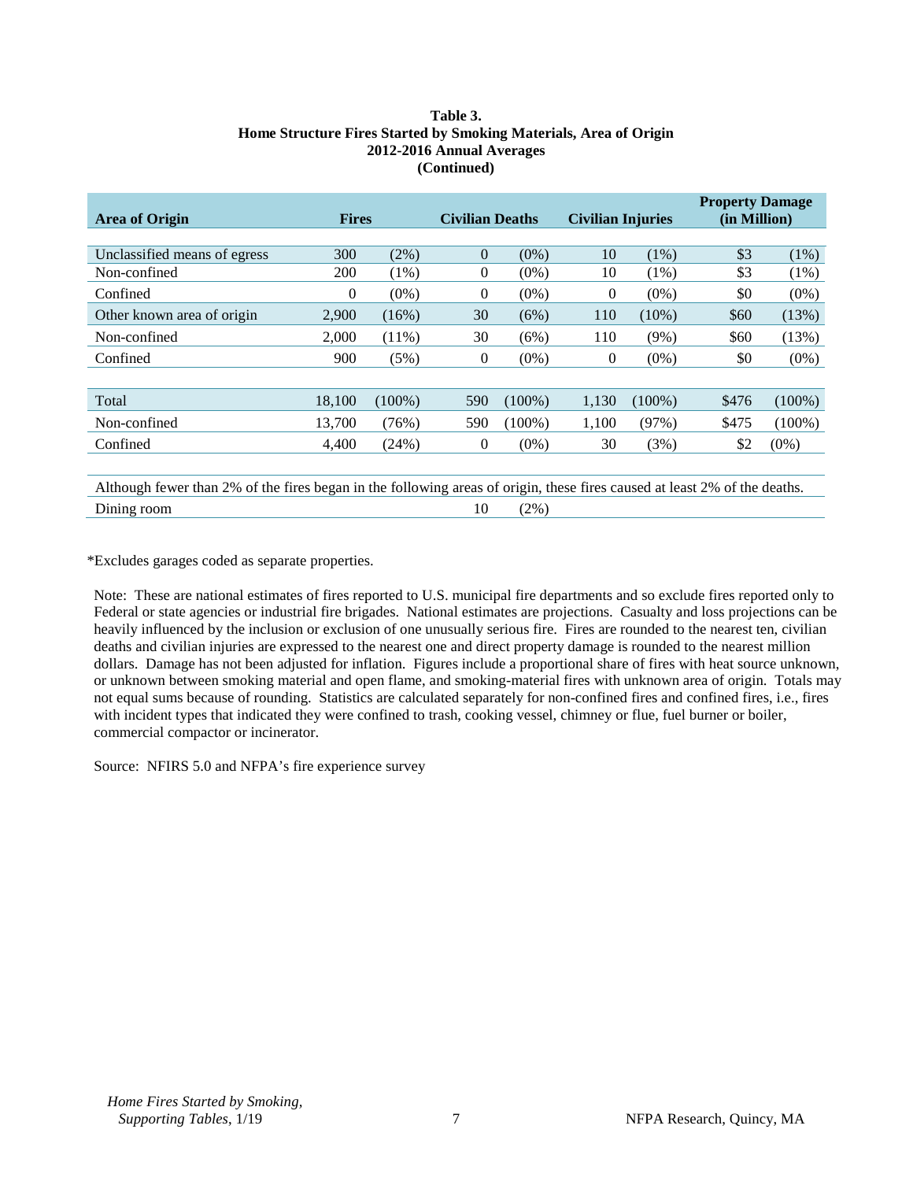**Table 3.**
**Home Structure Fires Started by Smoking Materials, Area of Origin**
**2012-2016 Annual Averages**
**(Continued)**

| Area of Origin | Fires | | Civilian Deaths | | Civilian Injuries | | Property Damage (in Million) | |
|---|---|---|---|---|---|---|---|---|
| Unclassified means of egress | 300 | (2%) | 0 | (0%) | 10 | (1%) | $3 | (1%) |
| Non-confined | 200 | (1%) | 0 | (0%) | 10 | (1%) | $3 | (1%) |
| Confined | 0 | (0%) | 0 | (0%) | 0 | (0%) | $0 | (0%) |
| Other known area of origin | 2,900 | (16%) | 30 | (6%) | 110 | (10%) | $60 | (13%) |
| Non-confined | 2,000 | (11%) | 30 | (6%) | 110 | (9%) | $60 | (13%) |
| Confined | 900 | (5%) | 0 | (0%) | 0 | (0%) | $0 | (0%) |
| | | | | | | | | |
| Total | 18,100 | (100%) | 590 | (100%) | 1,130 | (100%) | $476 | (100%) |
| Non-confined | 13,700 | (76%) | 590 | (100%) | 1,100 | (97%) | $475 | (100%) |
| Confined | 4,400 | (24%) | 0 | (0%) | 30 | (3%) | $2 | (0%) |

Although fewer than 2% of the fires began in the following areas of origin, these fires caused at least 2% of the deaths.

| Area of Origin | Civilian Deaths | |
|---|---|---|
| Dining room | 10 | (2%) |

*Excludes garages coded as separate properties.

Note: These are national estimates of fires reported to U.S. municipal fire departments and so exclude fires reported only to Federal or state agencies or industrial fire brigades. National estimates are projections. Casualty and loss projections can be heavily influenced by the inclusion or exclusion of one unusually serious fire. Fires are rounded to the nearest ten, civilian deaths and civilian injuries are expressed to the nearest one and direct property damage is rounded to the nearest million dollars. Damage has not been adjusted for inflation. Figures include a proportional share of fires with heat source unknown, or unknown between smoking material and open flame, and smoking-material fires with unknown area of origin. Totals may not equal sums because of rounding. Statistics are calculated separately for non-confined fires and confined fires, i.e., fires with incident types that indicated they were confined to trash, cooking vessel, chimney or flue, fuel burner or boiler, commercial compactor or incinerator.

Source: NFIRS 5.0 and NFPA's fire experience survey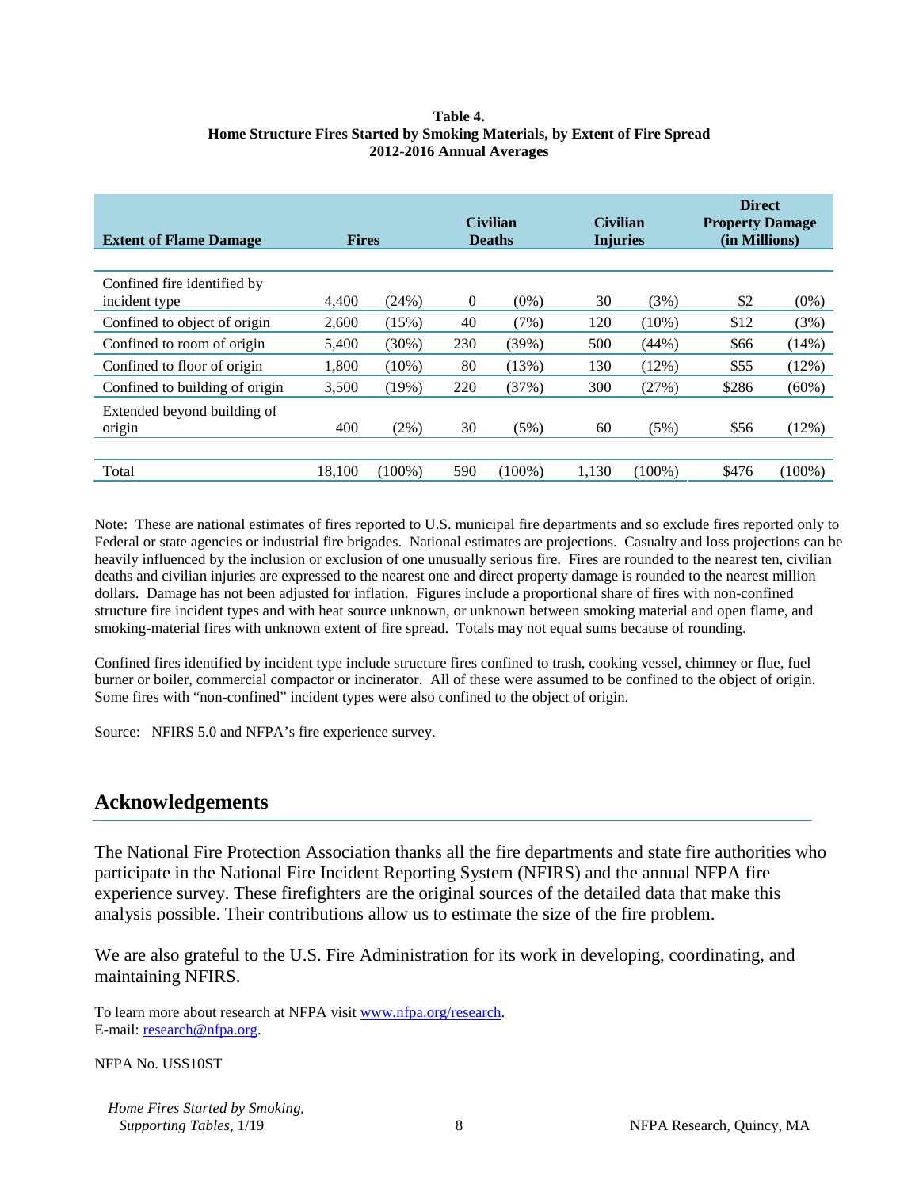**Table 4.**
**Home Structure Fires Started by Smoking Materials, by Extent of Fire Spread**
**2012-2016 Annual Averages**

| Extent of Flame Damage | Fires | | Civilian Deaths | | Civilian Injuries | | Direct Property Damage (in Millions) | |
|---|---|---|---|---|---|---|---|---|
| Confined fire identified by incident type | 4,400 | (24%) | 0 | (0%) | 30 | (3%) | $2 | (0%) |
| Confined to object of origin | 2,600 | (15%) | 40 | (7%) | 120 | (10%) | $12 | (3%) |
| Confined to room of origin | 5,400 | (30%) | 230 | (39%) | 500 | (44%) | $66 | (14%) |
| Confined to floor of origin | 1,800 | (10%) | 80 | (13%) | 130 | (12%) | $55 | (12%) |
| Confined to building of origin | 3,500 | (19%) | 220 | (37%) | 300 | (27%) | $286 | (60%) |
| Extended beyond building of origin | 400 | (2%) | 30 | (5%) | 60 | (5%) | $56 | (12%) |
| Total | 18,100 | (100%) | 590 | (100%) | 1,130 | (100%) | $476 | (100%) |

Note: These are national estimates of fires reported to U.S. municipal fire departments and so exclude fires reported only to Federal or state agencies or industrial fire brigades. National estimates are projections. Casualty and loss projections can be heavily influenced by the inclusion or exclusion of one unusually serious fire. Fires are rounded to the nearest ten, civilian deaths and civilian injuries are expressed to the nearest one and direct property damage is rounded to the nearest million dollars. Damage has not been adjusted for inflation. Figures include a proportional share of fires with non-confined structure fire incident types and with heat source unknown, or unknown between smoking material and open flame, and smoking-material fires with unknown extent of fire spread. Totals may not equal sums because of rounding.

Confined fires identified by incident type include structure fires confined to trash, cooking vessel, chimney or flue, fuel burner or boiler, commercial compactor or incinerator. All of these were assumed to be confined to the object of origin. Some fires with "non-confined" incident types were also confined to the object of origin.

Source: NFIRS 5.0 and NFPA's fire experience survey.

## Acknowledgements

The National Fire Protection Association thanks all the fire departments and state fire authorities who participate in the National Fire Incident Reporting System (NFIRS) and the annual NFPA fire experience survey. These firefighters are the original sources of the detailed data that make this analysis possible. Their contributions allow us to estimate the size of the fire problem.

We are also grateful to the U.S. Fire Administration for its work in developing, coordinating, and maintaining NFIRS.

To learn more about research at NFPA visit www.nfpa.org/research.
E-mail: research@nfpa.org.

NFPA No. USS10ST